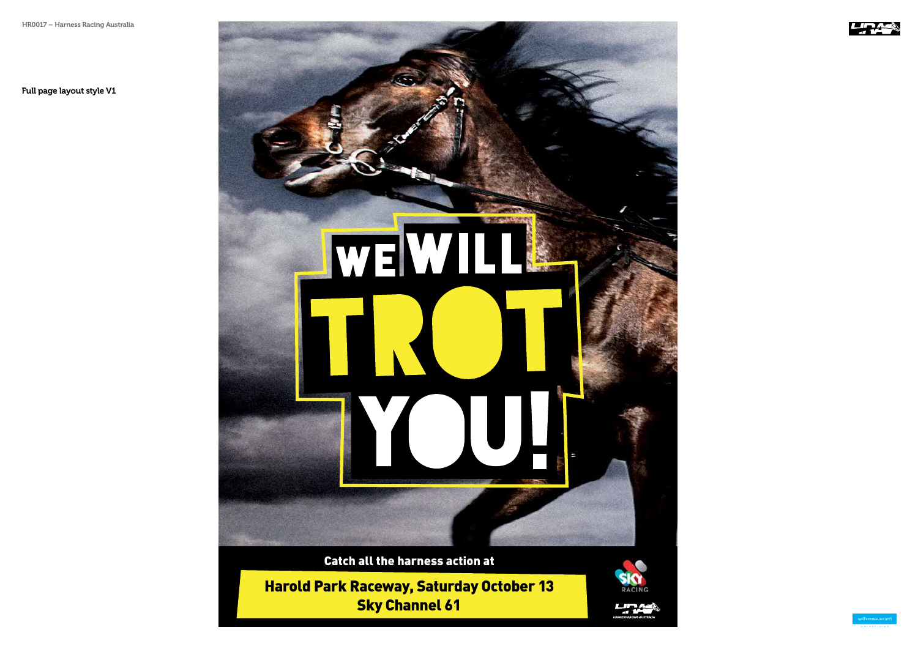HR0017 – Harness Racing Australia

Full page layout style V1

# WE WILL TROT YOU!

**Catch all the harness action at**

**Harold Park Raceway, Saturday October 13**
**Sky Channel 61**

SKY RACING

HARNESS RACING AUSTRALIA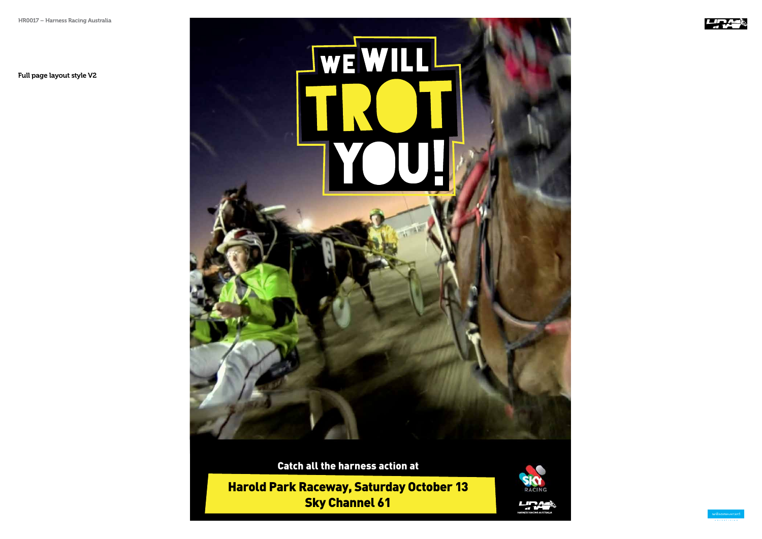Full page layout style V2

# WE WILL TROT YOU!

Catch all the harness action at

**Harold Park Raceway, Saturday October 13**
**Sky Channel 61**

SKY RACING

HARNESS RACING AUSTRALIA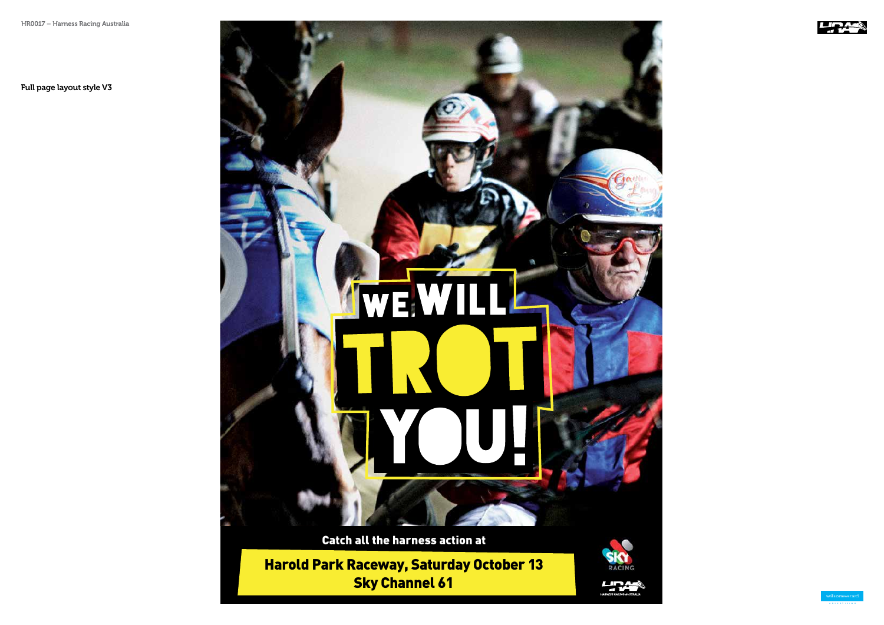HR0017 – Harness Racing Australia

Full page layout style V3

WE WILL TROT YOU!

Catch all the harness action at

**Harold Park Raceway, Saturday October 13**
**Sky Channel 61**

SKY RACING

HARNESS RACING AUSTRALIA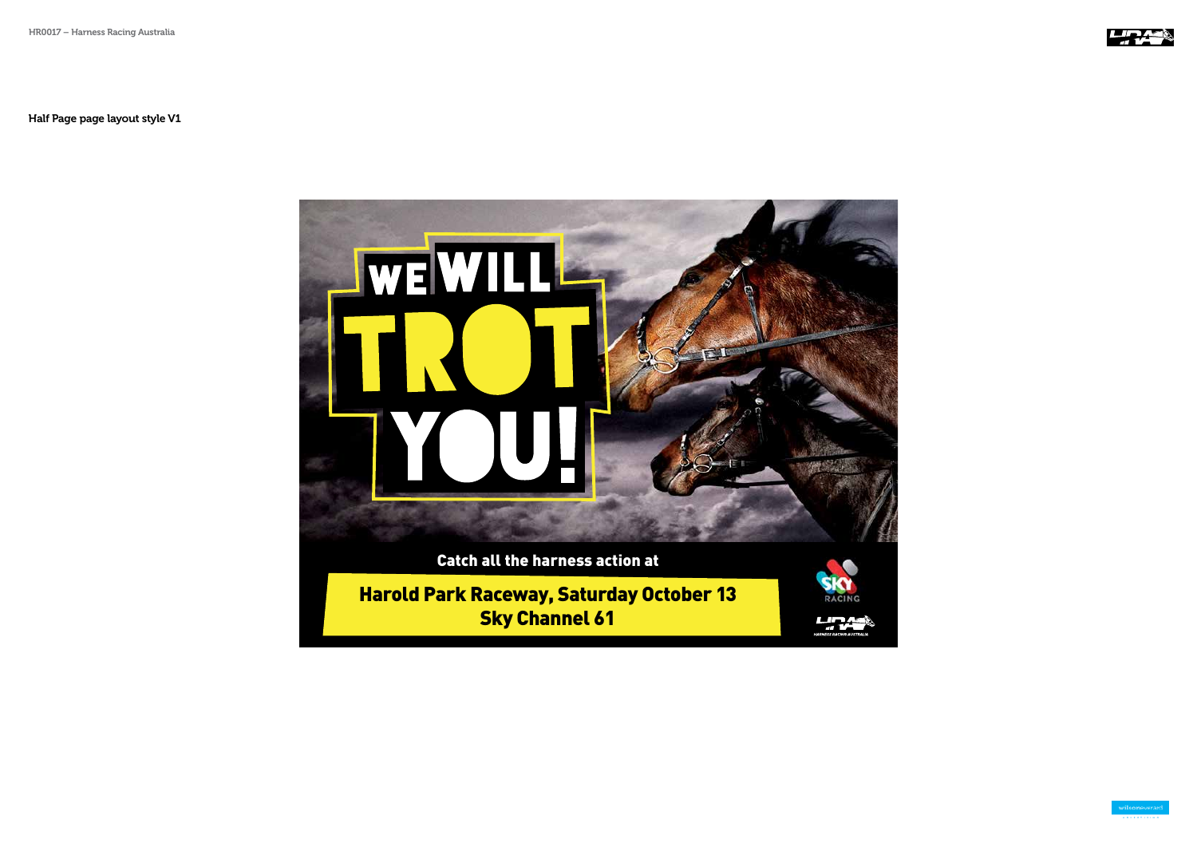Half Page page layout style V1

WE WILL TROT YOU!

Catch all the harness action at

**Harold Park Raceway, Saturday October 13**
**Sky Channel 61**

SKY RACING

HARNESS RACING AUSTRALIA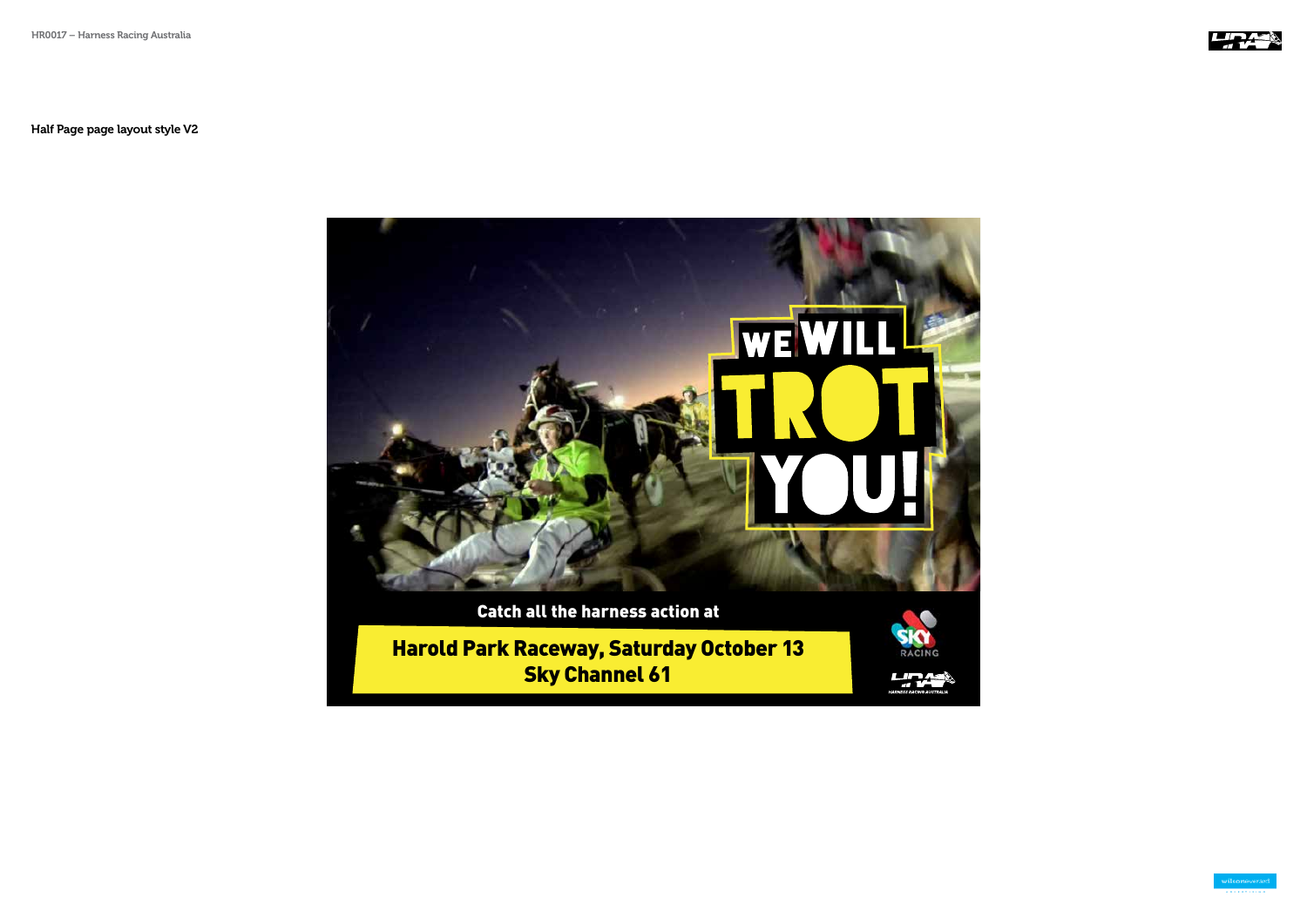Half Page page layout style V2

WE WILL TROT YOU!

Catch all the harness action at

**Harold Park Raceway, Saturday October 13**
**Sky Channel 61**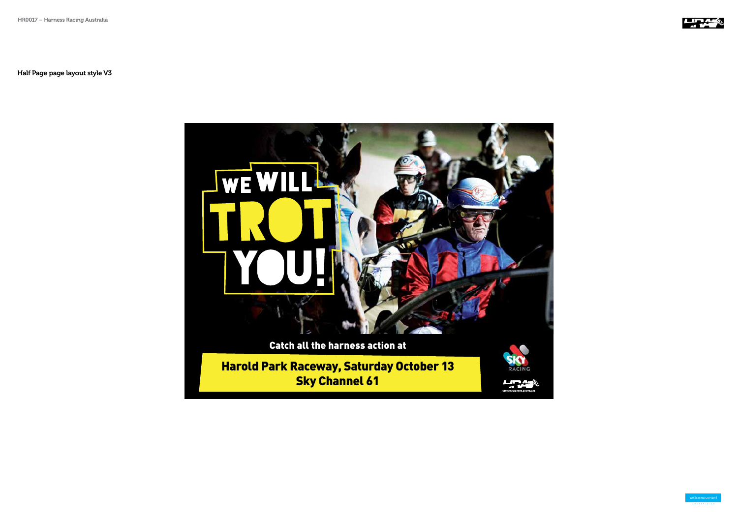Half Page page layout style V3

WE WILL TROT YOU!

Catch all the harness action at

**Harold Park Raceway, Saturday October 13**
**Sky Channel 61**

SKY RACING

HARNESS RACING AUSTRALIA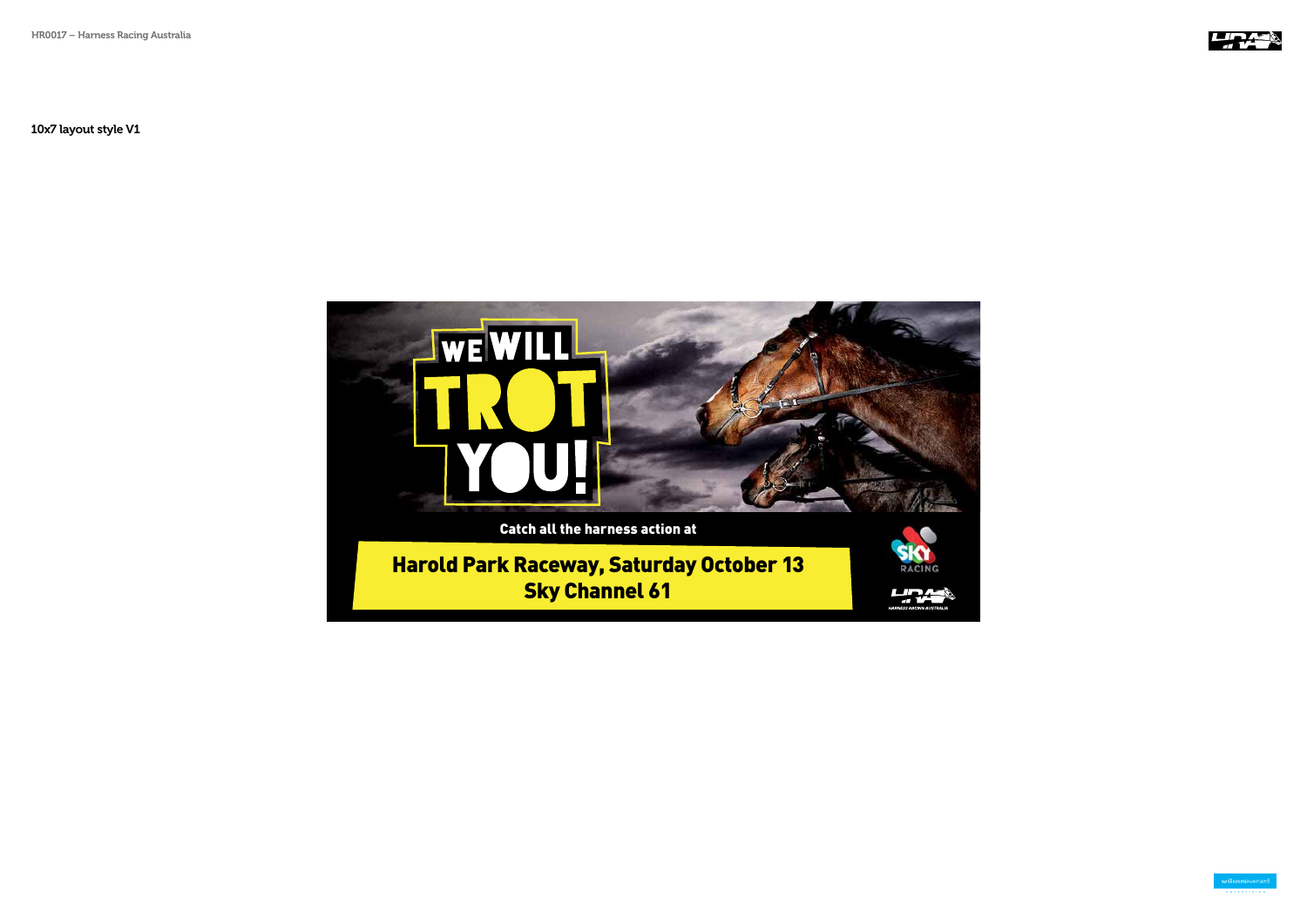10x7 layout style V1

WE WILL TROT YOU!

Catch all the harness action at

**Harold Park Raceway, Saturday October 13**
**Sky Channel 61**

SKY RACING

HARNESS RACING AUSTRALIA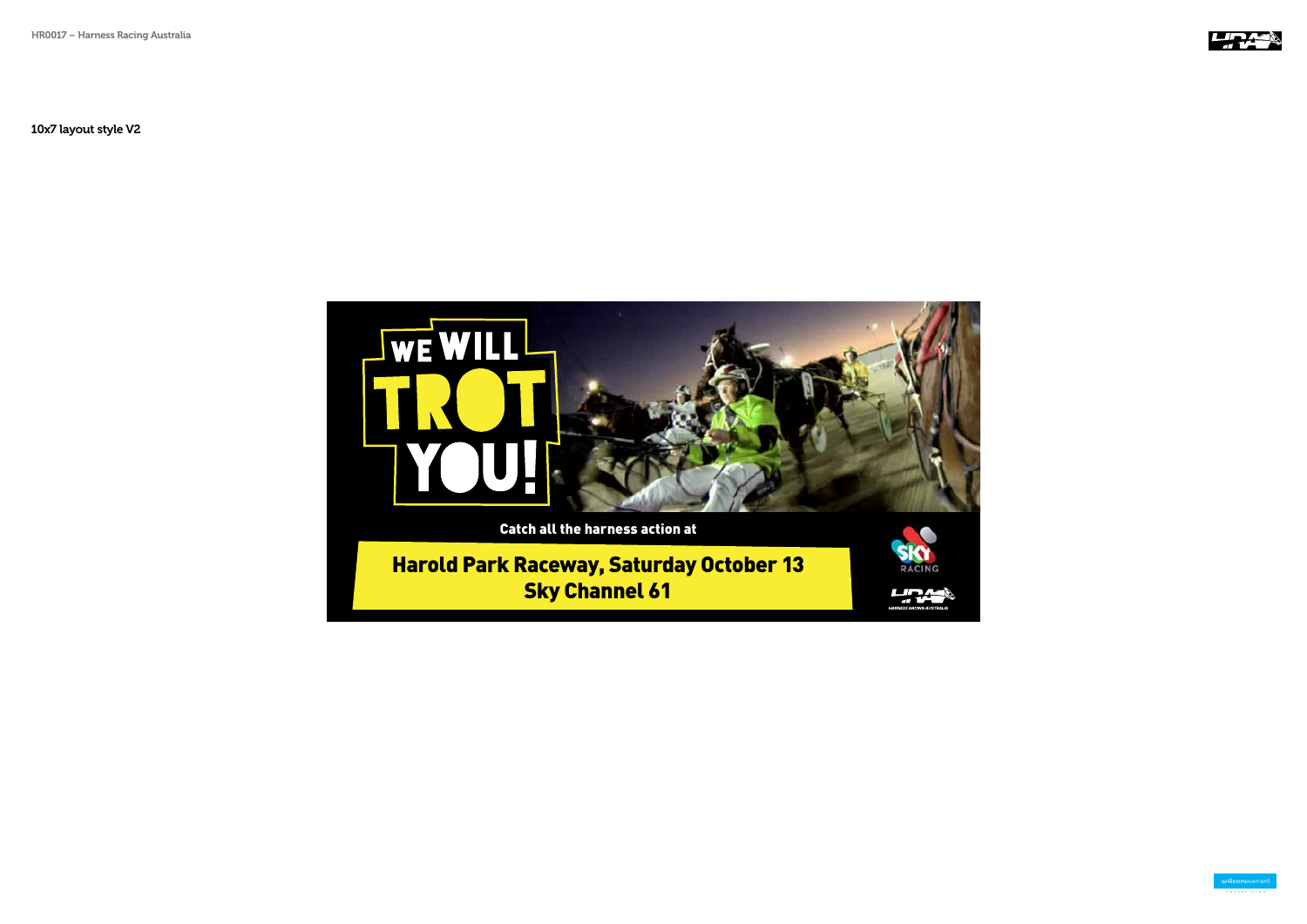10x7 layout style V2

WE WILL TROT YOU!

Catch all the harness action at

**Harold Park Raceway, Saturday October 13**
**Sky Channel 61**

SKY RACING

HARNESS RACING AUSTRALIA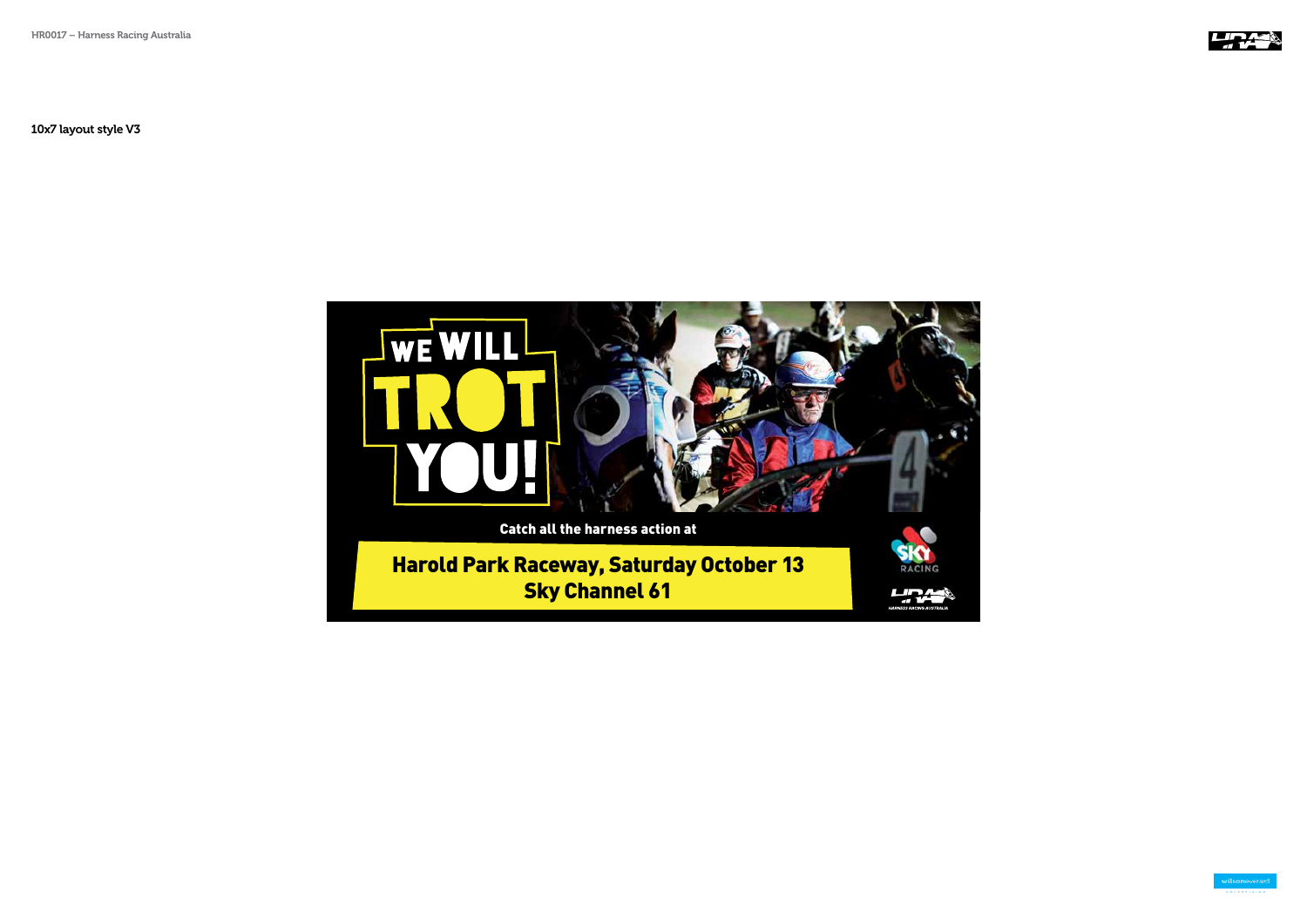10x7 layout style V3

WE WILL TROT YOU!

Catch all the harness action at

Harold Park Raceway, Saturday October 13
Sky Channel 61

SKY RACING

HARNESS RACING AUSTRALIA